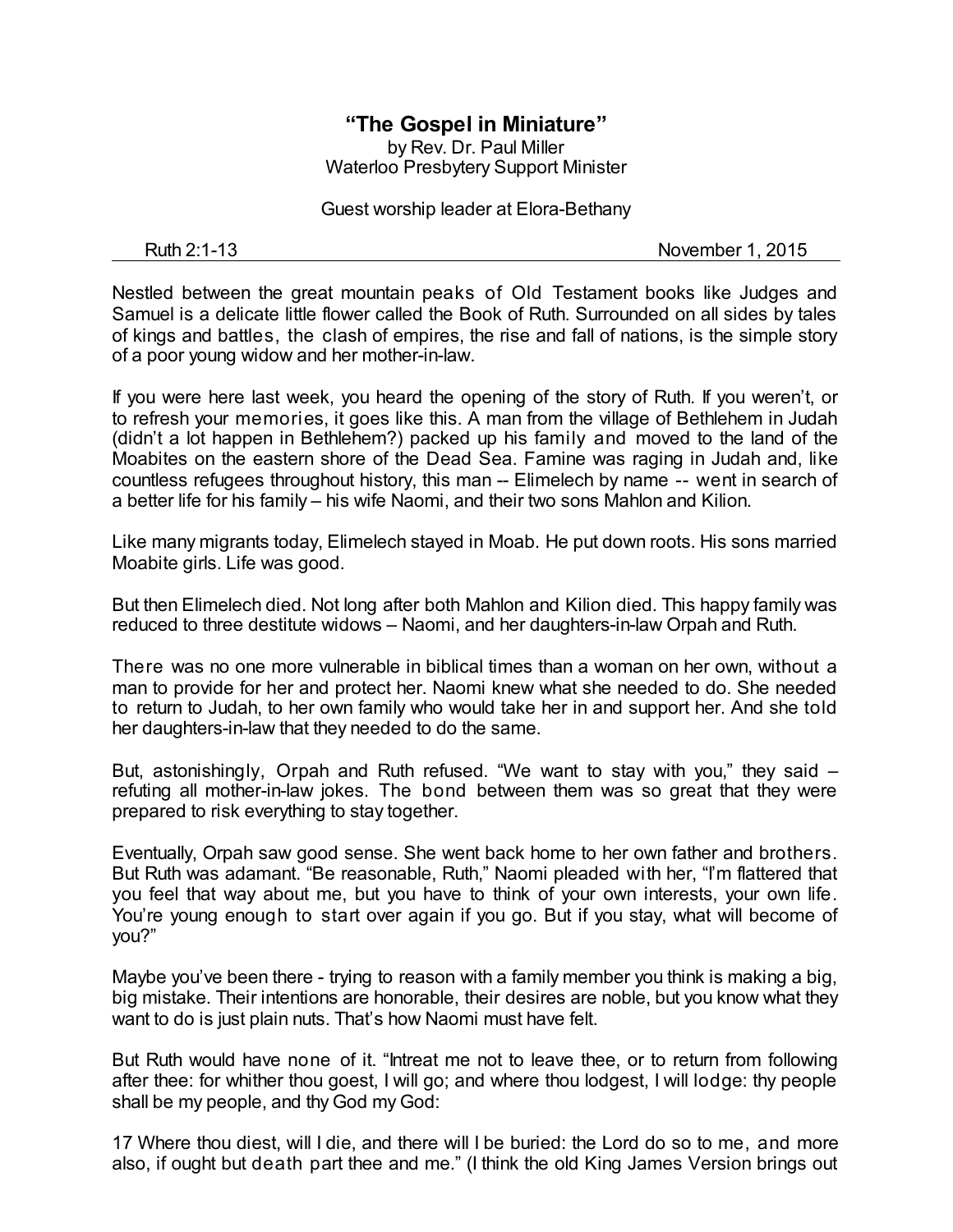# "The Gospel in Miniature"

by Rev. Dr. Paul Miller
Waterloo Presbytery Support Minister

Guest worship leader at Elora-Bethany

Ruth 2:1-13 November 1, 2015

---

Nestled between the great mountain peaks of Old Testament books like Judges and Samuel is a delicate little flower called the Book of Ruth. Surrounded on all sides by tales of kings and battles, the clash of empires, the rise and fall of nations, is the simple story of a poor young widow and her mother-in-law.

If you were here last week, you heard the opening of the story of Ruth. If you weren't, or to refresh your memories, it goes like this. A man from the village of Bethlehem in Judah (didn't a lot happen in Bethlehem?) packed up his family and moved to the land of the Moabites on the eastern shore of the Dead Sea. Famine was raging in Judah and, like countless refugees throughout history, this man -- Elimelech by name -- went in search of a better life for his family – his wife Naomi, and their two sons Mahlon and Kilion.

Like many migrants today, Elimelech stayed in Moab. He put down roots. His sons married Moabite girls. Life was good.

But then Elimelech died. Not long after both Mahlon and Kilion died. This happy family was reduced to three destitute widows – Naomi, and her daughters-in-law Orpah and Ruth.

There was no one more vulnerable in biblical times than a woman on her own, without a man to provide for her and protect her. Naomi knew what she needed to do. She needed to return to Judah, to her own family who would take her in and support her. And she told her daughters-in-law that they needed to do the same.

But, astonishingly, Orpah and Ruth refused. "We want to stay with you," they said – refuting all mother-in-law jokes. The bond between them was so great that they were prepared to risk everything to stay together.

Eventually, Orpah saw good sense. She went back home to her own father and brothers. But Ruth was adamant. "Be reasonable, Ruth," Naomi pleaded with her, "I'm flattered that you feel that way about me, but you have to think of your own interests, your own life. You're young enough to start over again if you go. But if you stay, what will become of you?"

Maybe you've been there - trying to reason with a family member you think is making a big, big mistake. Their intentions are honorable, their desires are noble, but you know what they want to do is just plain nuts. That's how Naomi must have felt.

But Ruth would have none of it. "Intreat me not to leave thee, or to return from following after thee: for whither thou goest, I will go; and where thou lodgest, I will lodge: thy people shall be my people, and thy God my God:

17 Where thou diest, will I die, and there will I be buried: the Lord do so to me, and more also, if ought but death part thee and me." (I think the old King James Version brings out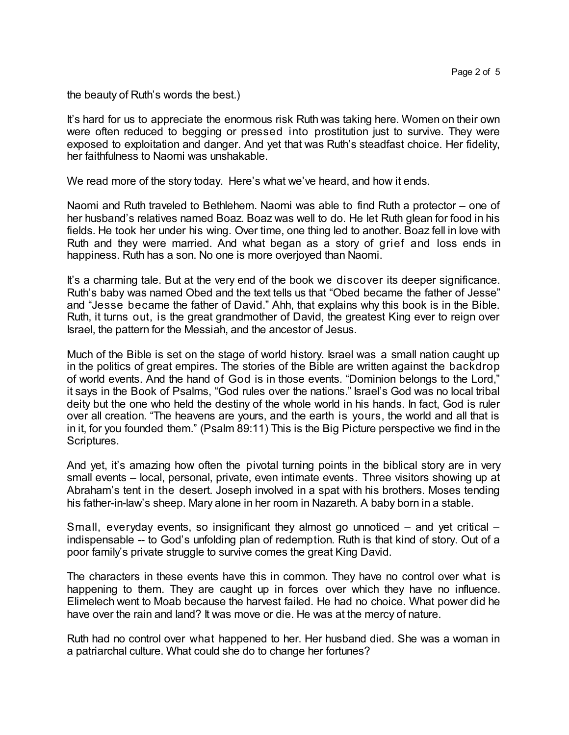the beauty of Ruth's words the best.)

It's hard for us to appreciate the enormous risk Ruth was taking here. Women on their own were often reduced to begging or pressed into prostitution just to survive. They were exposed to exploitation and danger. And yet that was Ruth's steadfast choice. Her fidelity, her faithfulness to Naomi was unshakable.

We read more of the story today. Here's what we've heard, and how it ends.

Naomi and Ruth traveled to Bethlehem. Naomi was able to find Ruth a protector – one of her husband's relatives named Boaz. Boaz was well to do. He let Ruth glean for food in his fields. He took her under his wing. Over time, one thing led to another. Boaz fell in love with Ruth and they were married. And what began as a story of grief and loss ends in happiness. Ruth has a son. No one is more overjoyed than Naomi.

It's a charming tale. But at the very end of the book we discover its deeper significance. Ruth's baby was named Obed and the text tells us that "Obed became the father of Jesse" and "Jesse became the father of David." Ahh, that explains why this book is in the Bible. Ruth, it turns out, is the great grandmother of David, the greatest King ever to reign over Israel, the pattern for the Messiah, and the ancestor of Jesus.

Much of the Bible is set on the stage of world history. Israel was a small nation caught up in the politics of great empires. The stories of the Bible are written against the backdrop of world events. And the hand of God is in those events. "Dominion belongs to the Lord," it says in the Book of Psalms, "God rules over the nations." Israel's God was no local tribal deity but the one who held the destiny of the whole world in his hands. In fact, God is ruler over all creation. "The heavens are yours, and the earth is yours, the world and all that is in it, for you founded them." (Psalm 89:11) This is the Big Picture perspective we find in the Scriptures.

And yet, it's amazing how often the pivotal turning points in the biblical story are in very small events – local, personal, private, even intimate events. Three visitors showing up at Abraham's tent in the desert. Joseph involved in a spat with his brothers. Moses tending his father-in-law's sheep. Mary alone in her room in Nazareth. A baby born in a stable.

Small, everyday events, so insignificant they almost go unnoticed – and yet critical – indispensable -- to God's unfolding plan of redemption. Ruth is that kind of story. Out of a poor family's private struggle to survive comes the great King David.

The characters in these events have this in common. They have no control over what is happening to them. They are caught up in forces over which they have no influence. Elimelech went to Moab because the harvest failed. He had no choice. What power did he have over the rain and land? It was move or die. He was at the mercy of nature.

Ruth had no control over what happened to her. Her husband died. She was a woman in a patriarchal culture. What could she do to change her fortunes?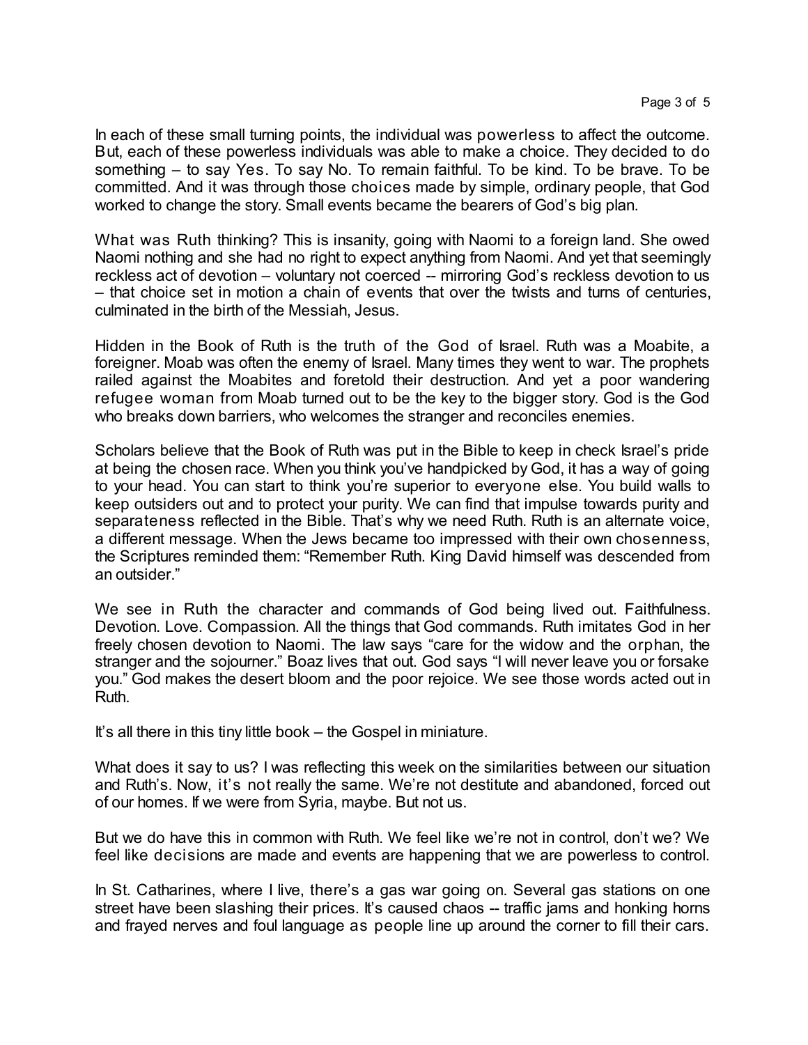In each of these small turning points, the individual was powerless to affect the outcome. But, each of these powerless individuals was able to make a choice. They decided to do something – to say Yes. To say No. To remain faithful. To be kind. To be brave. To be committed. And it was through those choices made by simple, ordinary people, that God worked to change the story. Small events became the bearers of God's big plan.

What was Ruth thinking? This is insanity, going with Naomi to a foreign land. She owed Naomi nothing and she had no right to expect anything from Naomi. And yet that seemingly reckless act of devotion – voluntary not coerced -- mirroring God's reckless devotion to us – that choice set in motion a chain of events that over the twists and turns of centuries, culminated in the birth of the Messiah, Jesus.

Hidden in the Book of Ruth is the truth of the God of Israel. Ruth was a Moabite, a foreigner. Moab was often the enemy of Israel. Many times they went to war. The prophets railed against the Moabites and foretold their destruction. And yet a poor wandering refugee woman from Moab turned out to be the key to the bigger story. God is the God who breaks down barriers, who welcomes the stranger and reconciles enemies.

Scholars believe that the Book of Ruth was put in the Bible to keep in check Israel's pride at being the chosen race. When you think you've handpicked by God, it has a way of going to your head. You can start to think you're superior to everyone else. You build walls to keep outsiders out and to protect your purity. We can find that impulse towards purity and separateness reflected in the Bible. That's why we need Ruth. Ruth is an alternate voice, a different message. When the Jews became too impressed with their own chosenness, the Scriptures reminded them: "Remember Ruth. King David himself was descended from an outsider."

We see in Ruth the character and commands of God being lived out. Faithfulness. Devotion. Love. Compassion. All the things that God commands. Ruth imitates God in her freely chosen devotion to Naomi. The law says "care for the widow and the orphan, the stranger and the sojourner." Boaz lives that out. God says "I will never leave you or forsake you." God makes the desert bloom and the poor rejoice. We see those words acted out in Ruth.

It's all there in this tiny little book – the Gospel in miniature.

What does it say to us? I was reflecting this week on the similarities between our situation and Ruth's. Now, it's not really the same. We're not destitute and abandoned, forced out of our homes. If we were from Syria, maybe. But not us.

But we do have this in common with Ruth. We feel like we're not in control, don't we? We feel like decisions are made and events are happening that we are powerless to control.

In St. Catharines, where I live, there's a gas war going on. Several gas stations on one street have been slashing their prices. It's caused chaos -- traffic jams and honking horns and frayed nerves and foul language as people line up around the corner to fill their cars.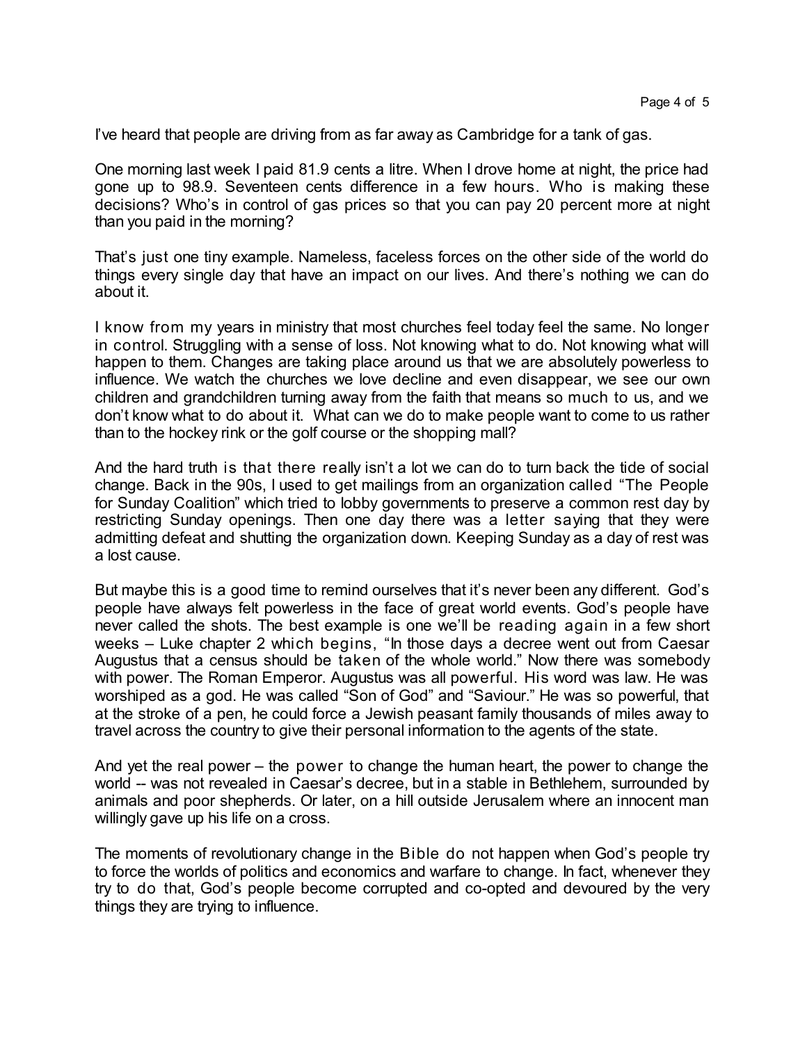I've heard that people are driving from as far away as Cambridge for a tank of gas.

One morning last week I paid 81.9 cents a litre. When I drove home at night, the price had gone up to 98.9. Seventeen cents difference in a few hours. Who is making these decisions? Who's in control of gas prices so that you can pay 20 percent more at night than you paid in the morning?

That's just one tiny example. Nameless, faceless forces on the other side of the world do things every single day that have an impact on our lives. And there's nothing we can do about it.

I know from my years in ministry that most churches feel today feel the same. No longer in control. Struggling with a sense of loss. Not knowing what to do. Not knowing what will happen to them. Changes are taking place around us that we are absolutely powerless to influence. We watch the churches we love decline and even disappear, we see our own children and grandchildren turning away from the faith that means so much to us, and we don't know what to do about it. What can we do to make people want to come to us rather than to the hockey rink or the golf course or the shopping mall?

And the hard truth is that there really isn't a lot we can do to turn back the tide of social change. Back in the 90s, I used to get mailings from an organization called "The People for Sunday Coalition" which tried to lobby governments to preserve a common rest day by restricting Sunday openings. Then one day there was a letter saying that they were admitting defeat and shutting the organization down. Keeping Sunday as a day of rest was a lost cause.

But maybe this is a good time to remind ourselves that it's never been any different. God's people have always felt powerless in the face of great world events. God's people have never called the shots. The best example is one we'll be reading again in a few short weeks – Luke chapter 2 which begins, "In those days a decree went out from Caesar Augustus that a census should be taken of the whole world." Now there was somebody with power. The Roman Emperor. Augustus was all powerful. His word was law. He was worshiped as a god. He was called "Son of God" and "Saviour." He was so powerful, that at the stroke of a pen, he could force a Jewish peasant family thousands of miles away to travel across the country to give their personal information to the agents of the state.

And yet the real power – the power to change the human heart, the power to change the world -- was not revealed in Caesar's decree, but in a stable in Bethlehem, surrounded by animals and poor shepherds. Or later, on a hill outside Jerusalem where an innocent man willingly gave up his life on a cross.

The moments of revolutionary change in the Bible do not happen when God's people try to force the worlds of politics and economics and warfare to change. In fact, whenever they try to do that, God's people become corrupted and co-opted and devoured by the very things they are trying to influence.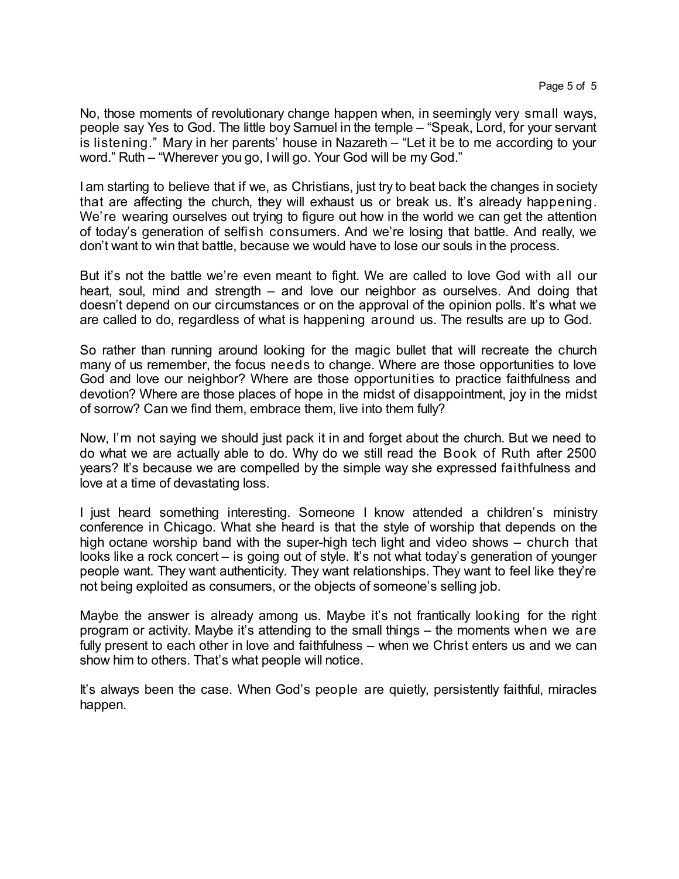No, those moments of revolutionary change happen when, in seemingly very small ways, people say Yes to God. The little boy Samuel in the temple – "Speak, Lord, for your servant is listening." Mary in her parents' house in Nazareth – "Let it be to me according to your word." Ruth – "Wherever you go, I will go. Your God will be my God."

I am starting to believe that if we, as Christians, just try to beat back the changes in society that are affecting the church, they will exhaust us or break us. It's already happening. We're wearing ourselves out trying to figure out how in the world we can get the attention of today's generation of selfish consumers. And we're losing that battle. And really, we don't want to win that battle, because we would have to lose our souls in the process.

But it's not the battle we're even meant to fight. We are called to love God with all our heart, soul, mind and strength – and love our neighbor as ourselves. And doing that doesn't depend on our circumstances or on the approval of the opinion polls. It's what we are called to do, regardless of what is happening around us. The results are up to God.

So rather than running around looking for the magic bullet that will recreate the church many of us remember, the focus needs to change. Where are those opportunities to love God and love our neighbor? Where are those opportunities to practice faithfulness and devotion? Where are those places of hope in the midst of disappointment, joy in the midst of sorrow? Can we find them, embrace them, live into them fully?

Now, I'm not saying we should just pack it in and forget about the church. But we need to do what we are actually able to do. Why do we still read the Book of Ruth after 2500 years? It's because we are compelled by the simple way she expressed faithfulness and love at a time of devastating loss.

I just heard something interesting. Someone I know attended a children's ministry conference in Chicago. What she heard is that the style of worship that depends on the high octane worship band with the super-high tech light and video shows – church that looks like a rock concert – is going out of style. It's not what today's generation of younger people want. They want authenticity. They want relationships. They want to feel like they're not being exploited as consumers, or the objects of someone's selling job.

Maybe the answer is already among us. Maybe it's not frantically looking for the right program or activity. Maybe it's attending to the small things – the moments when we are fully present to each other in love and faithfulness – when we Christ enters us and we can show him to others. That's what people will notice.

It's always been the case. When God's people are quietly, persistently faithful, miracles happen.